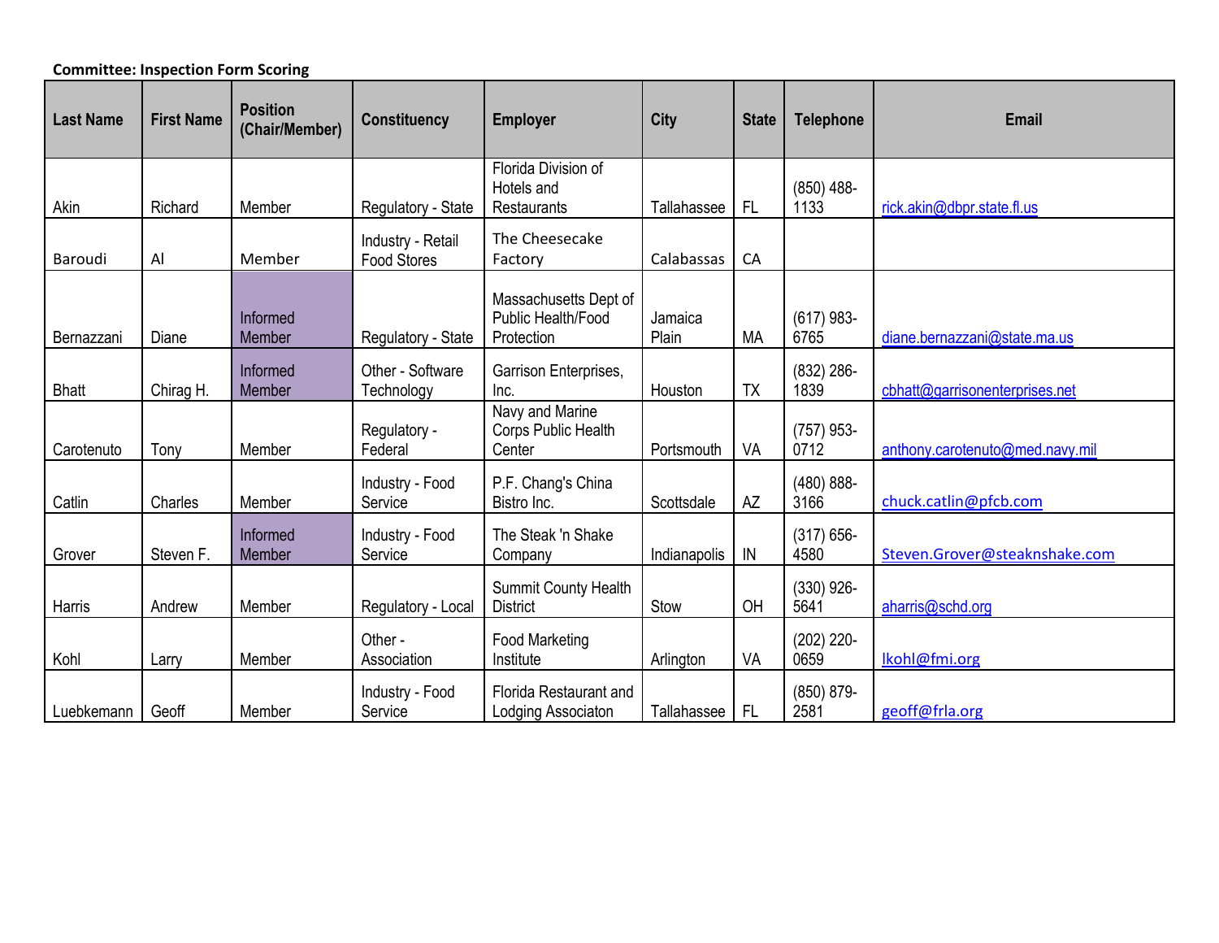**Committee: Inspection Form Scoring**

| Last Name | First Name | Position (Chair/Member) | Constituency | Employer | City | State | Telephone | Email |
|---|---|---|---|---|---|---|---|---|
| Akin | Richard | Member | Regulatory - State | Florida Division of Hotels and Restaurants | Tallahassee | FL | (850) 488-1133 | rick.akin@dbpr.state.fl.us |
| Baroudi | Al | Member | Industry - Retail Food Stores | The Cheesecake Factory | Calabassas | CA | | |
| Bernazzani | Diane | Informed Member | Regulatory - State | Massachusetts Dept of Public Health/Food Protection | Jamaica Plain | MA | (617) 983-6765 | diane.bernazzani@state.ma.us |
| Bhatt | Chirag H. | Informed Member | Other - Software Technology | Garrison Enterprises, Inc. | Houston | TX | (832) 286-1839 | cbhatt@garrisonenterprises.net |
| Carotenuto | Tony | Member | Regulatory - Federal | Navy and Marine Corps Public Health Center | Portsmouth | VA | (757) 953-0712 | anthony.carotenuto@med.navy.mil |
| Catlin | Charles | Member | Industry - Food Service | P.F. Chang's China Bistro Inc. | Scottsdale | AZ | (480) 888-3166 | chuck.catlin@pfcb.com |
| Grover | Steven F. | Informed Member | Industry - Food Service | The Steak 'n Shake Company | Indianapolis | IN | (317) 656-4580 | Steven.Grover@steaknshake.com |
| Harris | Andrew | Member | Regulatory - Local | Summit County Health District | Stow | OH | (330) 926-5641 | aharris@schd.org |
| Kohl | Larry | Member | Other - Association | Food Marketing Institute | Arlington | VA | (202) 220-0659 | lkohl@fmi.org |
| Luebkemann | Geoff | Member | Industry - Food Service | Florida Restaurant and Lodging Associaton | Tallahassee | FL | (850) 879-2581 | geoff@frla.org |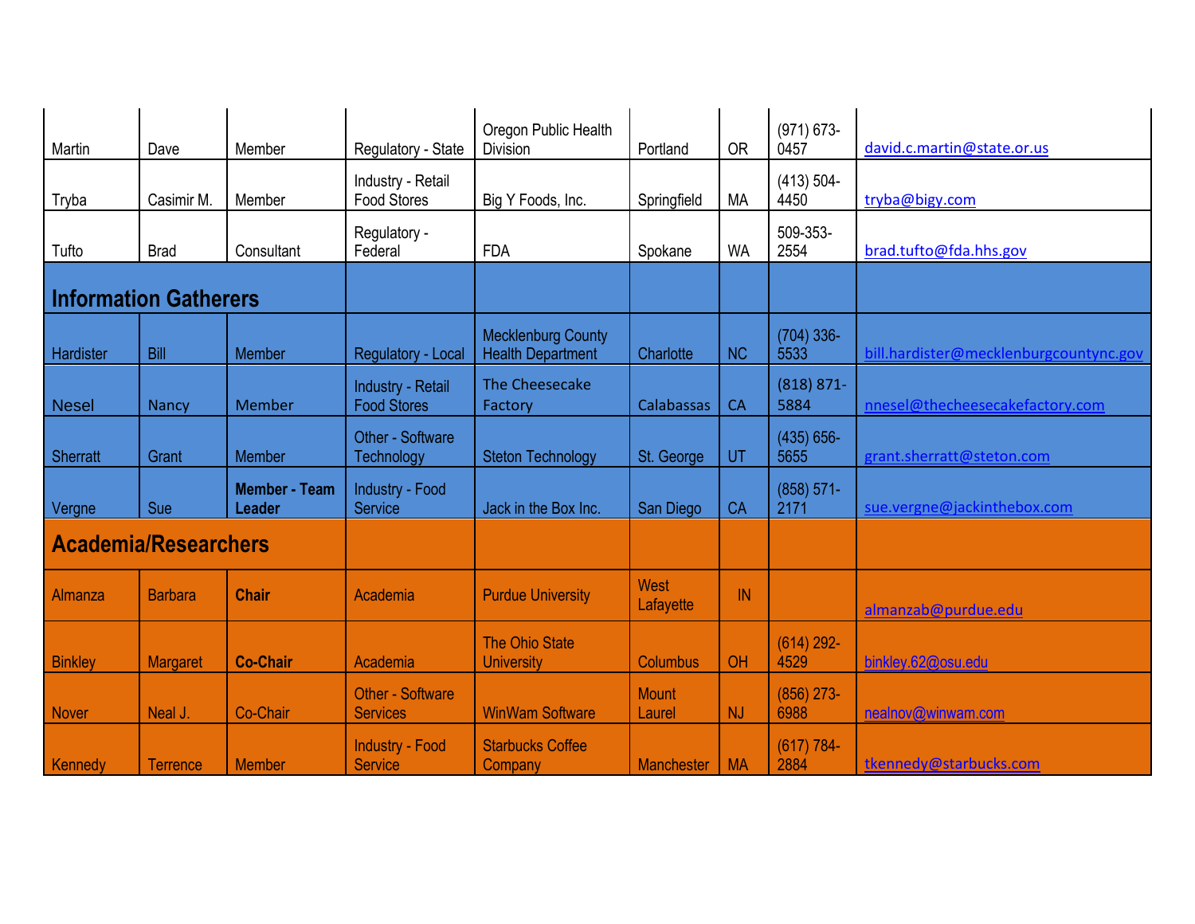| | | | | | | | | |
|---|---|---|---|---|---|---|---|---|
| Martin | Dave | Member | Regulatory - State | Oregon Public Health Division | Portland | OR | (971) 673-0457 | david.c.martin@state.or.us |
| Tryba | Casimir M. | Member | Industry - Retail Food Stores | Big Y Foods, Inc. | Springfield | MA | (413) 504-4450 | tryba@bigy.com |
| Tufto | Brad | Consultant | Regulatory - Federal | FDA | Spokane | WA | 509-353-2554 | brad.tufto@fda.hhs.gov |
| **Information Gatherers** | | | | | | | | |
| Hardister | Bill | Member | Regulatory - Local | Mecklenburg County Health Department | Charlotte | NC | (704) 336-5533 | bill.hardister@mecklenburgcountync.gov |
| Nesel | Nancy | Member | Industry - Retail Food Stores | The Cheesecake Factory | Calabassas | CA | (818) 871-5884 | nnesel@thecheesecakefactory.com |
| Sherratt | Grant | Member | Other - Software Technology | Steton Technology | St. George | UT | (435) 656-5655 | grant.sherratt@steton.com |
| Vergne | Sue | **Member - Team Leader** | Industry - Food Service | Jack in the Box Inc. | San Diego | CA | (858) 571-2171 | sue.vergne@jackinthebox.com |
| **Academia/Researchers** | | | | | | | | |
| Almanza | Barbara | **Chair** | Academia | Purdue University | West Lafayette | IN | | almanzab@purdue.edu |
| Binkley | Margaret | **Co-Chair** | Academia | The Ohio State University | Columbus | OH | (614) 292-4529 | binkley.62@osu.edu |
| Nover | Neal J. | Co-Chair | Other - Software Services | WinWam Software | Mount Laurel | NJ | (856) 273-6988 | nealnov@winwam.com |
| Kennedy | Terrence | Member | Industry - Food Service | Starbucks Coffee Company | Manchester | MA | (617) 784-2884 | tkennedy@starbucks.com |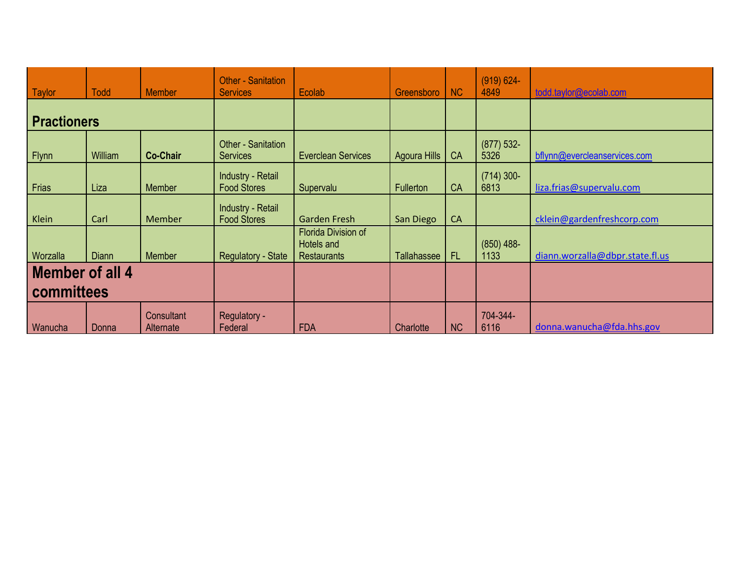| | | | | | | | | |
|---|---|---|---|---|---|---|---|---|
| Taylor | Todd | Member | Other - Sanitation Services | Ecolab | Greensboro | NC | (919) 624-4849 | todd.taylor@ecolab.com |
| **Practioners** | | | | | | | | |
| Flynn | William | **Co-Chair** | Other - Sanitation Services | Everclean Services | Agoura Hills | CA | (877) 532-5326 | bflynn@evercleanservices.com |
| Frias | Liza | Member | Industry - Retail Food Stores | Supervalu | Fullerton | CA | (714) 300-6813 | liza.frias@supervalu.com |
| Klein | Carl | Member | Industry - Retail Food Stores | Garden Fresh | San Diego | CA | | cklein@gardenfreshcorp.com |
| Worzalla | Diann | Member | Regulatory - State | Florida Division of Hotels and Restaurants | Tallahassee | FL | (850) 488-1133 | diann.worzalla@dbpr.state.fl.us |
| **Member of all 4 committees** | | | | | | | | |
| Wanucha | Donna | Consultant Alternate | Regulatory - Federal | FDA | Charlotte | NC | 704-344-6116 | donna.wanucha@fda.hhs.gov |